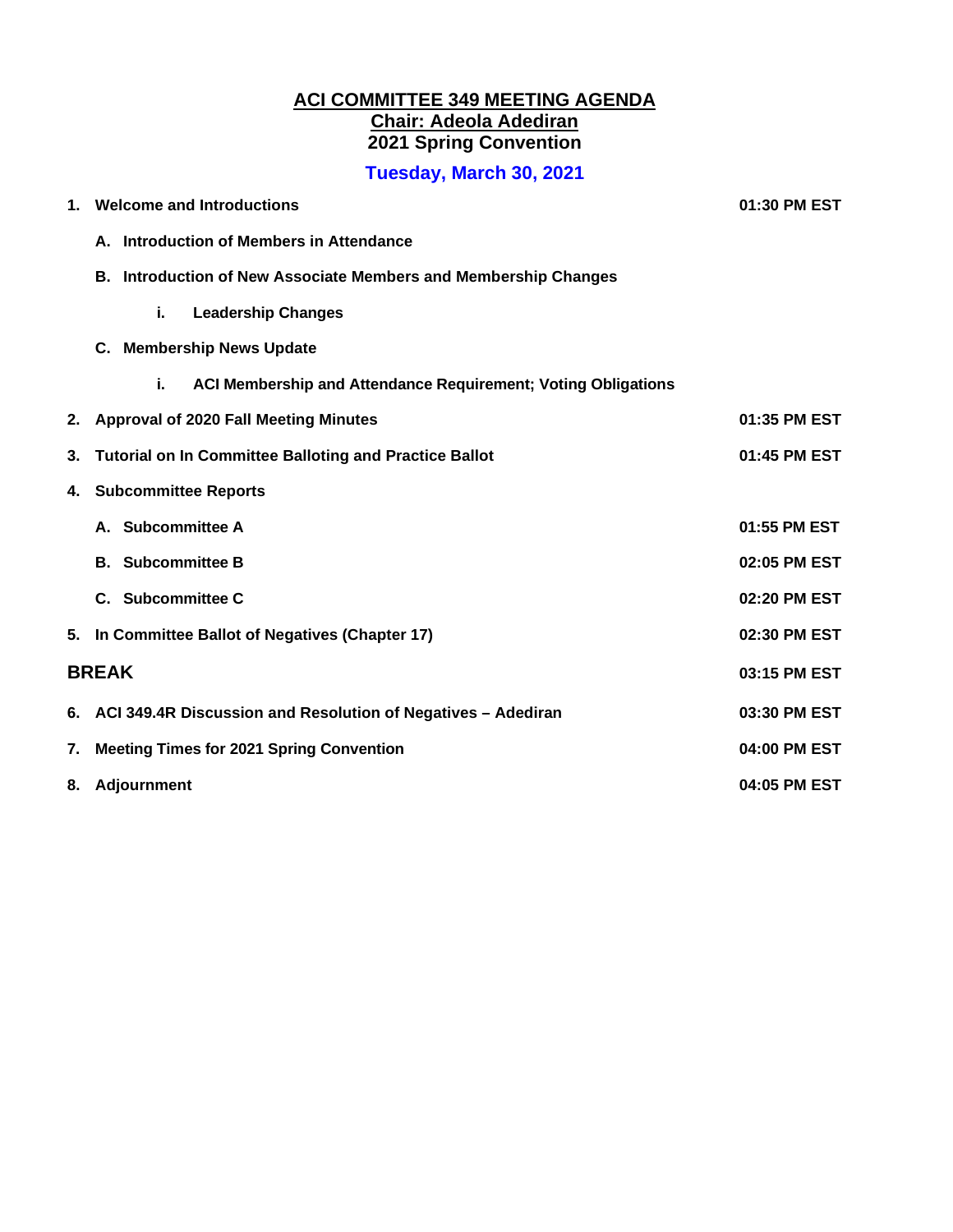# ACI COMMITTEE 349 MEETING AGENDA

## Chair: Adeola Adediran

## 2021 Spring Convention

### Tuesday, March 30, 2021

| | | |
|---|---|---|
| **1.** | **Welcome and Introductions** | **01:30 PM EST** |
| | **A. Introduction of Members in Attendance** | |
| | **B. Introduction of New Associate Members and Membership Changes** | |
| | **i. Leadership Changes** | |
| | **C. Membership News Update** | |
| | **i. ACI Membership and Attendance Requirement; Voting Obligations** | |
| **2.** | **Approval of 2020 Fall Meeting Minutes** | **01:35 PM EST** |
| **3.** | **Tutorial on In Committee Balloting and Practice Ballot** | **01:45 PM EST** |
| **4.** | **Subcommittee Reports** | |
| | **A. Subcommittee A** | **01:55 PM EST** |
| | **B. Subcommittee B** | **02:05 PM EST** |
| | **C. Subcommittee C** | **02:20 PM EST** |
| **5.** | **In Committee Ballot of Negatives (Chapter 17)** | **02:30 PM EST** |
| **BREAK** | | **03:15 PM EST** |
| **6.** | **ACI 349.4R Discussion and Resolution of Negatives – Adediran** | **03:30 PM EST** |
| **7.** | **Meeting Times for 2021 Spring Convention** | **04:00 PM EST** |
| **8.** | **Adjournment** | **04:05 PM EST** |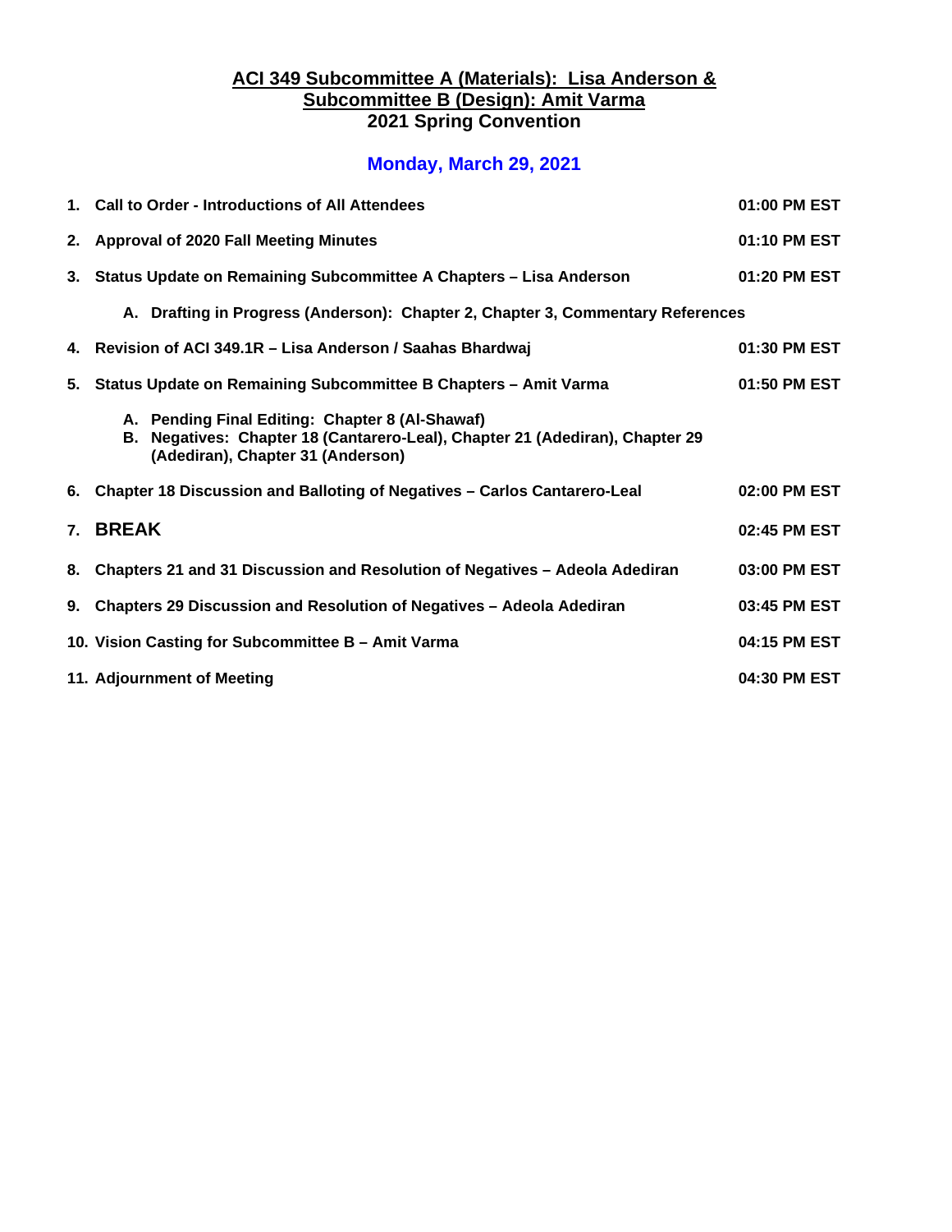# ACI 349 Subcommittee A (Materials): Lisa Anderson & Subcommittee B (Design): Amit Varma
## 2021 Spring Convention

## Monday, March 29, 2021

| | | |
|---|---|---|
| 1. | **Call to Order - Introductions of All Attendees** | **01:00 PM EST** |
| 2. | **Approval of 2020 Fall Meeting Minutes** | **01:10 PM EST** |
| 3. | **Status Update on Remaining Subcommittee A Chapters – Lisa Anderson** | **01:20 PM EST** |
| | **A. Drafting in Progress (Anderson): Chapter 2, Chapter 3, Commentary References** | |
| 4. | **Revision of ACI 349.1R – Lisa Anderson / Saahas Bhardwaj** | **01:30 PM EST** |
| 5. | **Status Update on Remaining Subcommittee B Chapters – Amit Varma** | **01:50 PM EST** |
| | **A. Pending Final Editing: Chapter 8 (Al-Shawaf)**<br>**B. Negatives: Chapter 18 (Cantarero-Leal), Chapter 21 (Adediran), Chapter 29 (Adediran), Chapter 31 (Anderson)** | |
| 6. | **Chapter 18 Discussion and Balloting of Negatives – Carlos Cantarero-Leal** | **02:00 PM EST** |
| 7. | **BREAK** | **02:45 PM EST** |
| 8. | **Chapters 21 and 31 Discussion and Resolution of Negatives – Adeola Adediran** | **03:00 PM EST** |
| 9. | **Chapters 29 Discussion and Resolution of Negatives – Adeola Adediran** | **03:45 PM EST** |
| 10. | **Vision Casting for Subcommittee B – Amit Varma** | **04:15 PM EST** |
| 11. | **Adjournment of Meeting** | **04:30 PM EST** |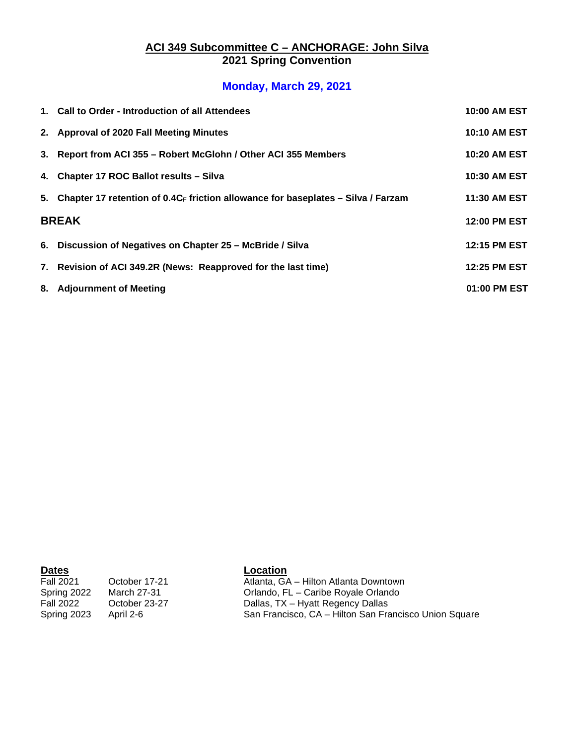## ACI 349 Subcommittee C – ANCHORAGE: John Silva
## 2021 Spring Convention

### Monday, March 29, 2021

| | | |
|---|---|---|
| 1. | **Call to Order - Introduction of all Attendees** | **10:00 AM EST** |
| 2. | **Approval of 2020 Fall Meeting Minutes** | **10:10 AM EST** |
| 3. | **Report from ACI 355 – Robert McGlohn / Other ACI 355 Members** | **10:20 AM EST** |
| 4. | **Chapter 17 ROC Ballot results – Silva** | **10:30 AM EST** |
| 5. | **Chapter 17 retention of 0.4$C_F$ friction allowance for baseplates – Silva / Farzam** | **11:30 AM EST** |
| | **BREAK** | **12:00 PM EST** |
| 6. | **Discussion of Negatives on Chapter 25 – McBride / Silva** | **12:15 PM EST** |
| 7. | **Revision of ACI 349.2R (News: Reapproved for the last time)** | **12:25 PM EST** |
| 8. | **Adjournment of Meeting** | **01:00 PM EST** |

| **Dates** | | **Location** |
|---|---|---|
| Fall 2021 | October 17-21 | Atlanta, GA – Hilton Atlanta Downtown |
| Spring 2022 | March 27-31 | Orlando, FL – Caribe Royale Orlando |
| Fall 2022 | October 23-27 | Dallas, TX – Hyatt Regency Dallas |
| Spring 2023 | April 2-6 | San Francisco, CA – Hilton San Francisco Union Square |